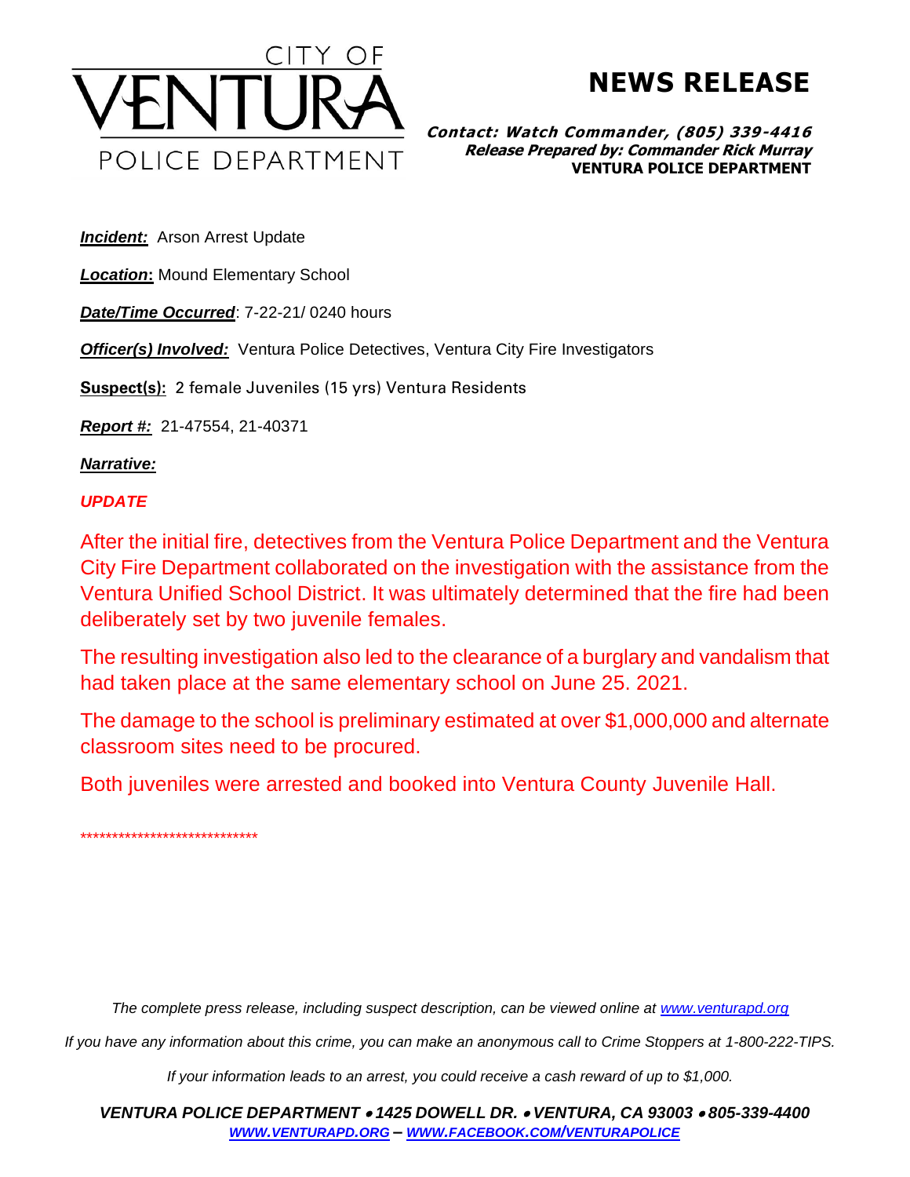CITY OF VENTURA POLICE DEPARTMENT

# NEWS RELEASE

***Contact: Watch Commander, (805) 339-4416***
***Release Prepared by: Commander Rick Murray***
**VENTURA POLICE DEPARTMENT**

***Incident:*** Arson Arrest Update

***Location*:** Mound Elementary School

***Date/Time Occurred***: 7-22-21/ 0240 hours

***Officer(s) Involved:*** Ventura Police Detectives, Ventura City Fire Investigators

**Suspect(s):** 2 female Juveniles (15 yrs) Ventura Residents

***Report #:*** 21-47554, 21-40371

***Narrative:***

***UPDATE***

After the initial fire, detectives from the Ventura Police Department and the Ventura City Fire Department collaborated on the investigation with the assistance from the Ventura Unified School District. It was ultimately determined that the fire had been deliberately set by two juvenile females.

The resulting investigation also led to the clearance of a burglary and vandalism that had taken place at the same elementary school on June 25. 2021.

The damage to the school is preliminary estimated at over $1,000,000 and alternate classroom sites need to be procured.

Both juveniles were arrested and booked into Ventura County Juvenile Hall.

****************************

*The complete press release, including suspect description, can be viewed online at [www.venturapd.org](http://www.venturapd.org)*

*If you have any information about this crime, you can make an anonymous call to Crime Stoppers at 1-800-222-TIPS.*

*If your information leads to an arrest, you could receive a cash reward of up to $1,000.*

***VENTURA POLICE DEPARTMENT • 1425 DOWELL DR. • VENTURA, CA 93003 • 805-339-4400***
***[WWW.VENTURAPD.ORG](http://www.venturapd.org) – [WWW.FACEBOOK.COM/VENTURAPOLICE](http://www.facebook.com/venturapolice)***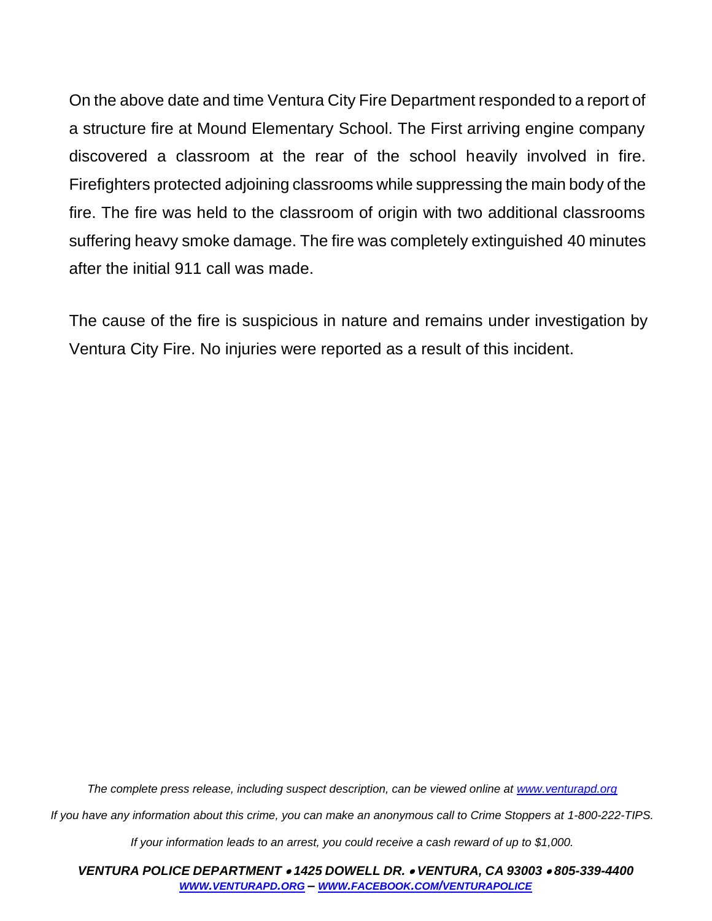On the above date and time Ventura City Fire Department responded to a report of a structure fire at Mound Elementary School. The First arriving engine company discovered a classroom at the rear of the school heavily involved in fire. Firefighters protected adjoining classrooms while suppressing the main body of the fire. The fire was held to the classroom of origin with two additional classrooms suffering heavy smoke damage. The fire was completely extinguished 40 minutes after the initial 911 call was made.

The cause of the fire is suspicious in nature and remains under investigation by Ventura City Fire. No injuries were reported as a result of this incident.

*The complete press release, including suspect description, can be viewed online at [www.venturapd.org](http://www.venturapd.org)*

*If you have any information about this crime, you can make an anonymous call to Crime Stoppers at 1-800-222-TIPS.*

*If your information leads to an arrest, you could receive a cash reward of up to $1,000.*